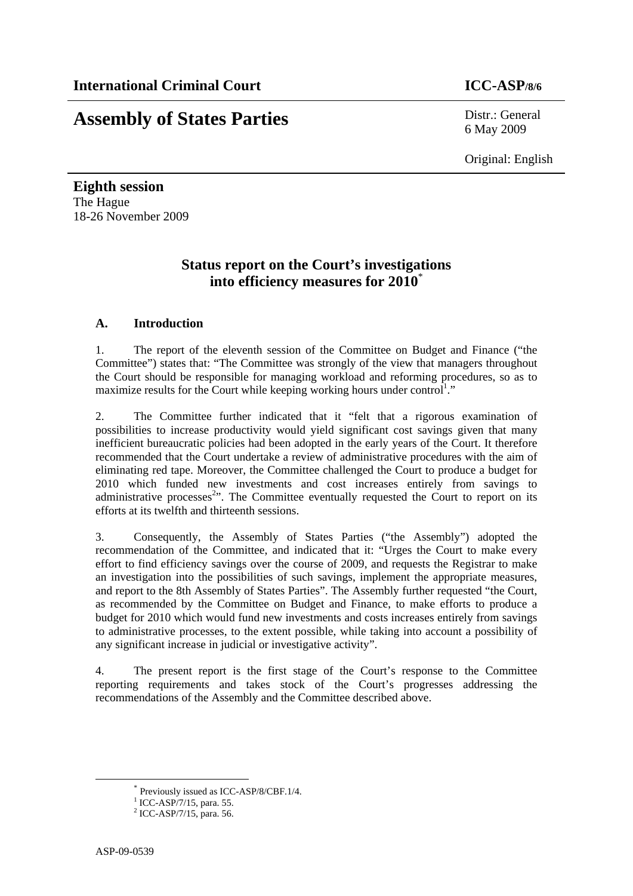**International Criminal Court** **ICC-ASP/8/6**

# Assembly of States Parties

Distr.: General
6 May 2009

Original: English

**Eighth session**
The Hague
18-26 November 2009

## Status report on the Court's investigations into efficiency measures for 2010[*]

### A. Introduction

1. The report of the eleventh session of the Committee on Budget and Finance ("the Committee") states that: "The Committee was strongly of the view that managers throughout the Court should be responsible for managing workload and reforming procedures, so as to maximize results for the Court while keeping working hours under control[1]."

2. The Committee further indicated that it "felt that a rigorous examination of possibilities to increase productivity would yield significant cost savings given that many inefficient bureaucratic policies had been adopted in the early years of the Court. It therefore recommended that the Court undertake a review of administrative procedures with the aim of eliminating red tape. Moreover, the Committee challenged the Court to produce a budget for 2010 which funded new investments and cost increases entirely from savings to administrative processes[2]". The Committee eventually requested the Court to report on its efforts at its twelfth and thirteenth sessions.

3. Consequently, the Assembly of States Parties ("the Assembly") adopted the recommendation of the Committee, and indicated that it: "Urges the Court to make every effort to find efficiency savings over the course of 2009, and requests the Registrar to make an investigation into the possibilities of such savings, implement the appropriate measures, and report to the 8th Assembly of States Parties". The Assembly further requested "the Court, as recommended by the Committee on Budget and Finance, to make efforts to produce a budget for 2010 which would fund new investments and costs increases entirely from savings to administrative processes, to the extent possible, while taking into account a possibility of any significant increase in judicial or investigative activity".

4. The present report is the first stage of the Court's response to the Committee reporting requirements and takes stock of the Court's progresses addressing the recommendations of the Assembly and the Committee described above.

---

[*] Previously issued as ICC-ASP/8/CBF.1/4.
[1] ICC-ASP/7/15, para. 55.
[2] ICC-ASP/7/15, para. 56.

ASP-09-0539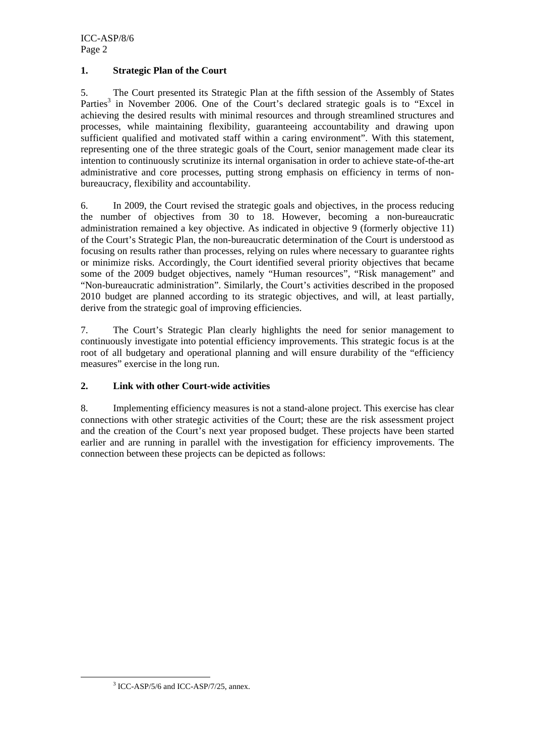## 1. Strategic Plan of the Court

5. The Court presented its Strategic Plan at the fifth session of the Assembly of States Parties[3] in November 2006. One of the Court's declared strategic goals is to "Excel in achieving the desired results with minimal resources and through streamlined structures and processes, while maintaining flexibility, guaranteeing accountability and drawing upon sufficient qualified and motivated staff within a caring environment". With this statement, representing one of the three strategic goals of the Court, senior management made clear its intention to continuously scrutinize its internal organisation in order to achieve state-of-the-art administrative and core processes, putting strong emphasis on efficiency in terms of non-bureaucracy, flexibility and accountability.

6. In 2009, the Court revised the strategic goals and objectives, in the process reducing the number of objectives from 30 to 18. However, becoming a non-bureaucratic administration remained a key objective. As indicated in objective 9 (formerly objective 11) of the Court's Strategic Plan, the non-bureaucratic determination of the Court is understood as focusing on results rather than processes, relying on rules where necessary to guarantee rights or minimize risks. Accordingly, the Court identified several priority objectives that became some of the 2009 budget objectives, namely "Human resources", "Risk management" and "Non-bureaucratic administration". Similarly, the Court's activities described in the proposed 2010 budget are planned according to its strategic objectives, and will, at least partially, derive from the strategic goal of improving efficiencies.

7. The Court's Strategic Plan clearly highlights the need for senior management to continuously investigate into potential efficiency improvements. This strategic focus is at the root of all budgetary and operational planning and will ensure durability of the "efficiency measures" exercise in the long run.

## 2. Link with other Court-wide activities

8. Implementing efficiency measures is not a stand-alone project. This exercise has clear connections with other strategic activities of the Court; these are the risk assessment project and the creation of the Court's next year proposed budget. These projects have been started earlier and are running in parallel with the investigation for efficiency improvements. The connection between these projects can be depicted as follows:

[3] ICC-ASP/5/6 and ICC-ASP/7/25, annex.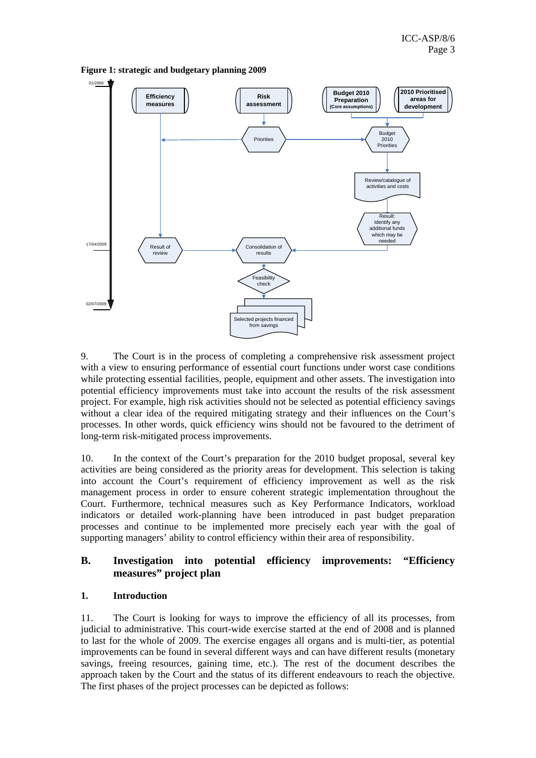**Figure 1: strategic and budgetary planning 2009**

01/2009

Efficiency measures

Risk assessment

Budget 2010 Preparation (Core assumptions)

2010 Prioritised areas for development

Priorities

Budget 2010 Priorities

Review/catalogue of activities and costs

Result: Identify any additional funds which may be needed

17/04/2009

Result of review

Consolidation of results

Feasibility check

02/07/2009

Selected projects financed from savings

9. The Court is in the process of completing a comprehensive risk assessment project with a view to ensuring performance of essential court functions under worst case conditions while protecting essential facilities, people, equipment and other assets. The investigation into potential efficiency improvements must take into account the results of the risk assessment project. For example, high risk activities should not be selected as potential efficiency savings without a clear idea of the required mitigating strategy and their influences on the Court's processes. In other words, quick efficiency wins should not be favoured to the detriment of long-term risk-mitigated process improvements.

10. In the context of the Court's preparation for the 2010 budget proposal, several key activities are being considered as the priority areas for development. This selection is taking into account the Court's requirement of efficiency improvement as well as the risk management process in order to ensure coherent strategic implementation throughout the Court. Furthermore, technical measures such as Key Performance Indicators, workload indicators or detailed work-planning have been introduced in past budget preparation processes and continue to be implemented more precisely each year with the goal of supporting managers' ability to control efficiency within their area of responsibility.

## B. Investigation into potential efficiency improvements: "Efficiency measures" project plan

### 1. Introduction

11. The Court is looking for ways to improve the efficiency of all its processes, from judicial to administrative. This court-wide exercise started at the end of 2008 and is planned to last for the whole of 2009. The exercise engages all organs and is multi-tier, as potential improvements can be found in several different ways and can have different results (monetary savings, freeing resources, gaining time, etc.). The rest of the document describes the approach taken by the Court and the status of its different endeavours to reach the objective. The first phases of the project processes can be depicted as follows: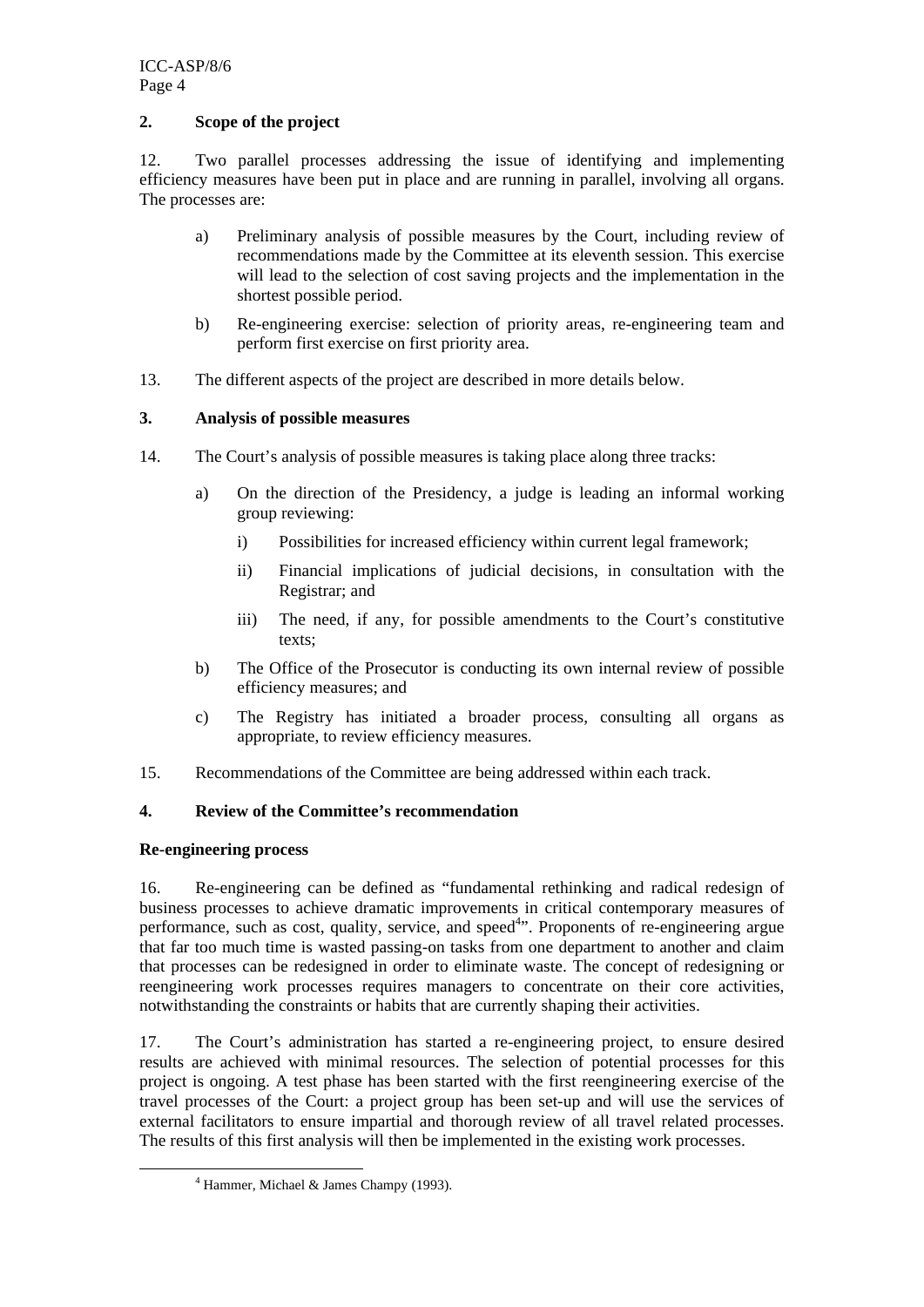## 2. Scope of the project

12. Two parallel processes addressing the issue of identifying and implementing efficiency measures have been put in place and are running in parallel, involving all organs. The processes are:

a) Preliminary analysis of possible measures by the Court, including review of recommendations made by the Committee at its eleventh session. This exercise will lead to the selection of cost saving projects and the implementation in the shortest possible period.

b) Re-engineering exercise: selection of priority areas, re-engineering team and perform first exercise on first priority area.

13. The different aspects of the project are described in more details below.

## 3. Analysis of possible measures

14. The Court's analysis of possible measures is taking place along three tracks:

a) On the direction of the Presidency, a judge is leading an informal working group reviewing:

i) Possibilities for increased efficiency within current legal framework;

ii) Financial implications of judicial decisions, in consultation with the Registrar; and

iii) The need, if any, for possible amendments to the Court's constitutive texts;

b) The Office of the Prosecutor is conducting its own internal review of possible efficiency measures; and

c) The Registry has initiated a broader process, consulting all organs as appropriate, to review efficiency measures.

15. Recommendations of the Committee are being addressed within each track.

## 4. Review of the Committee's recommendation

### Re-engineering process

16. Re-engineering can be defined as "fundamental rethinking and radical redesign of business processes to achieve dramatic improvements in critical contemporary measures of performance, such as cost, quality, service, and speed[4]". Proponents of re-engineering argue that far too much time is wasted passing-on tasks from one department to another and claim that processes can be redesigned in order to eliminate waste. The concept of redesigning or reengineering work processes requires managers to concentrate on their core activities, notwithstanding the constraints or habits that are currently shaping their activities.

17. The Court's administration has started a re-engineering project, to ensure desired results are achieved with minimal resources. The selection of potential processes for this project is ongoing. A test phase has been started with the first reengineering exercise of the travel processes of the Court: a project group has been set-up and will use the services of external facilitators to ensure impartial and thorough review of all travel related processes. The results of this first analysis will then be implemented in the existing work processes.

[4] Hammer, Michael & James Champy (1993).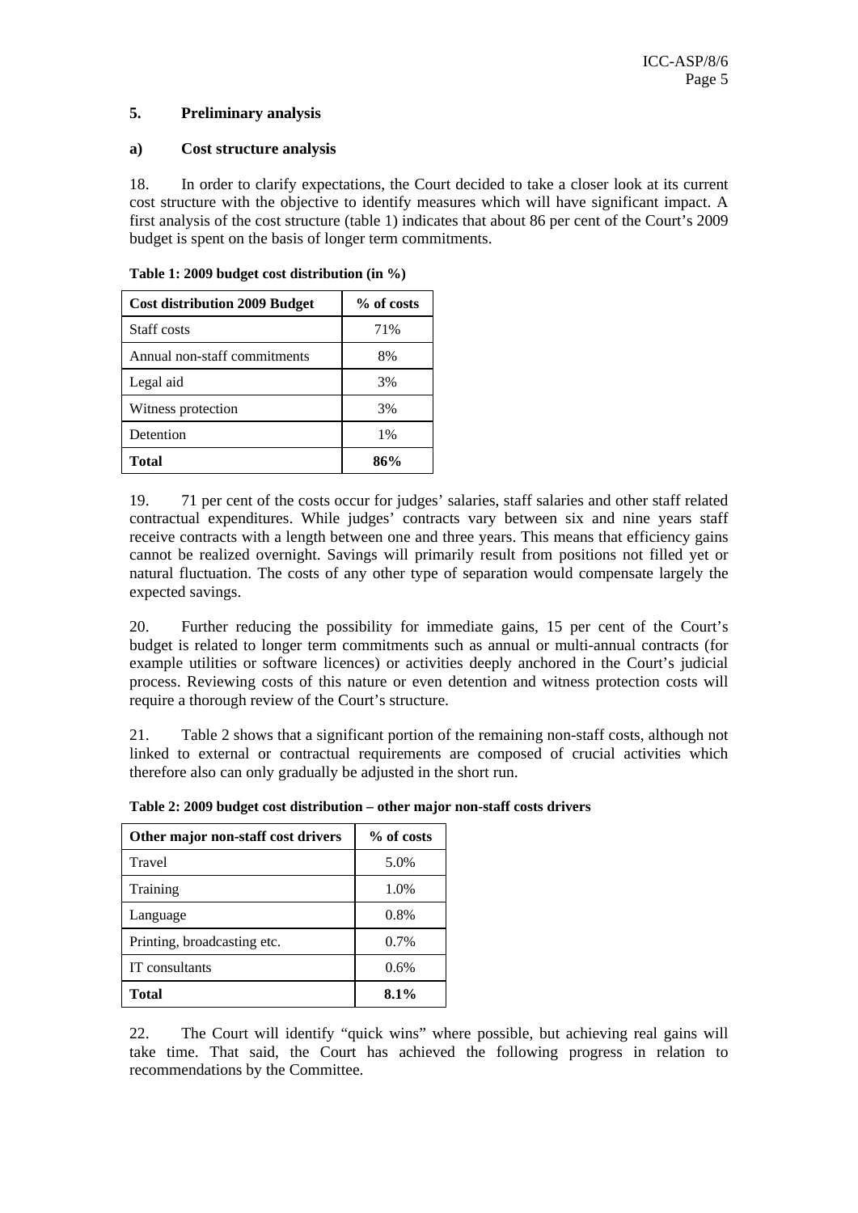## 5. Preliminary analysis

### a) Cost structure analysis

18. In order to clarify expectations, the Court decided to take a closer look at its current cost structure with the objective to identify measures which will have significant impact. A first analysis of the cost structure (table 1) indicates that about 86 per cent of the Court's 2009 budget is spent on the basis of longer term commitments.

**Table 1: 2009 budget cost distribution (in %)**

| Cost distribution 2009 Budget | % of costs |
|---|---|
| Staff costs | 71% |
| Annual non-staff commitments | 8% |
| Legal aid | 3% |
| Witness protection | 3% |
| Detention | 1% |
| **Total** | **86%** |

19. 71 per cent of the costs occur for judges' salaries, staff salaries and other staff related contractual expenditures. While judges' contracts vary between six and nine years staff receive contracts with a length between one and three years. This means that efficiency gains cannot be realized overnight. Savings will primarily result from positions not filled yet or natural fluctuation. The costs of any other type of separation would compensate largely the expected savings.

20. Further reducing the possibility for immediate gains, 15 per cent of the Court's budget is related to longer term commitments such as annual or multi-annual contracts (for example utilities or software licences) or activities deeply anchored in the Court's judicial process. Reviewing costs of this nature or even detention and witness protection costs will require a thorough review of the Court's structure.

21. Table 2 shows that a significant portion of the remaining non-staff costs, although not linked to external or contractual requirements are composed of crucial activities which therefore also can only gradually be adjusted in the short run.

**Table 2: 2009 budget cost distribution – other major non-staff costs drivers**

| Other major non-staff cost drivers | % of costs |
|---|---|
| Travel | 5.0% |
| Training | 1.0% |
| Language | 0.8% |
| Printing, broadcasting etc. | 0.7% |
| IT consultants | 0.6% |
| **Total** | **8.1%** |

22. The Court will identify "quick wins" where possible, but achieving real gains will take time. That said, the Court has achieved the following progress in relation to recommendations by the Committee.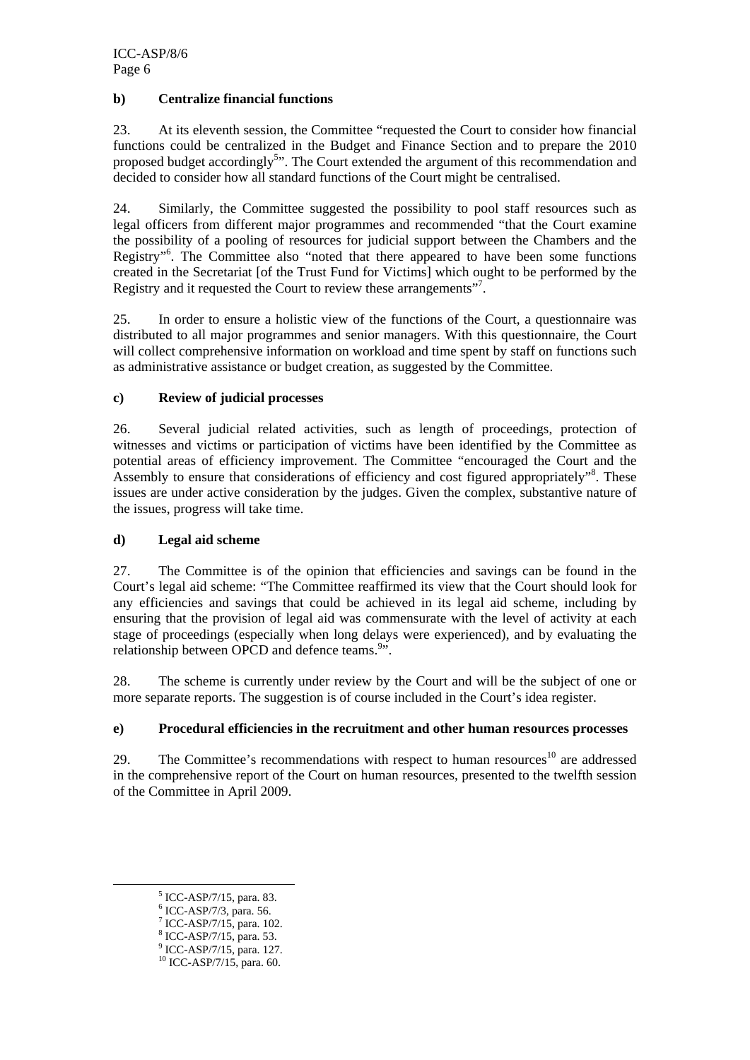### b) Centralize financial functions

23. At its eleventh session, the Committee "requested the Court to consider how financial functions could be centralized in the Budget and Finance Section and to prepare the 2010 proposed budget accordingly[5]". The Court extended the argument of this recommendation and decided to consider how all standard functions of the Court might be centralised.

24. Similarly, the Committee suggested the possibility to pool staff resources such as legal officers from different major programmes and recommended "that the Court examine the possibility of a pooling of resources for judicial support between the Chambers and the Registry"[6]. The Committee also "noted that there appeared to have been some functions created in the Secretariat [of the Trust Fund for Victims] which ought to be performed by the Registry and it requested the Court to review these arrangements"[7].

25. In order to ensure a holistic view of the functions of the Court, a questionnaire was distributed to all major programmes and senior managers. With this questionnaire, the Court will collect comprehensive information on workload and time spent by staff on functions such as administrative assistance or budget creation, as suggested by the Committee.

### c) Review of judicial processes

26. Several judicial related activities, such as length of proceedings, protection of witnesses and victims or participation of victims have been identified by the Committee as potential areas of efficiency improvement. The Committee "encouraged the Court and the Assembly to ensure that considerations of efficiency and cost figured appropriately"[8]. These issues are under active consideration by the judges. Given the complex, substantive nature of the issues, progress will take time.

### d) Legal aid scheme

27. The Committee is of the opinion that efficiencies and savings can be found in the Court's legal aid scheme: "The Committee reaffirmed its view that the Court should look for any efficiencies and savings that could be achieved in its legal aid scheme, including by ensuring that the provision of legal aid was commensurate with the level of activity at each stage of proceedings (especially when long delays were experienced), and by evaluating the relationship between OPCD and defence teams.[9]".

28. The scheme is currently under review by the Court and will be the subject of one or more separate reports. The suggestion is of course included in the Court's idea register.

### e) Procedural efficiencies in the recruitment and other human resources processes

29. The Committee's recommendations with respect to human resources[10] are addressed in the comprehensive report of the Court on human resources, presented to the twelfth session of the Committee in April 2009.

---

[5] ICC-ASP/7/15, para. 83.
[6] ICC-ASP/7/3, para. 56.
[7] ICC-ASP/7/15, para. 102.
[8] ICC-ASP/7/15, para. 53.
[9] ICC-ASP/7/15, para. 127.
[10] ICC-ASP/7/15, para. 60.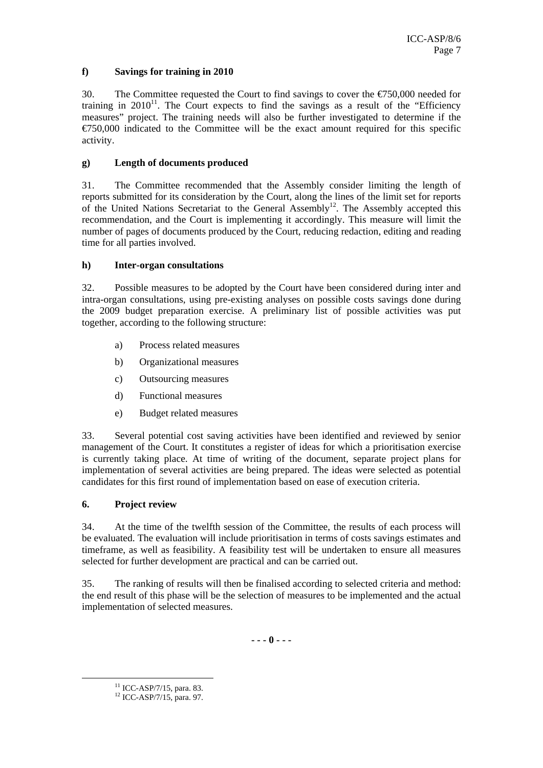#### f) Savings for training in 2010

30. The Committee requested the Court to find savings to cover the €750,000 needed for training in 2010[11]. The Court expects to find the savings as a result of the "Efficiency measures" project. The training needs will also be further investigated to determine if the €750,000 indicated to the Committee will be the exact amount required for this specific activity.

#### g) Length of documents produced

31. The Committee recommended that the Assembly consider limiting the length of reports submitted for its consideration by the Court, along the lines of the limit set for reports of the United Nations Secretariat to the General Assembly[12]. The Assembly accepted this recommendation, and the Court is implementing it accordingly. This measure will limit the number of pages of documents produced by the Court, reducing redaction, editing and reading time for all parties involved.

#### h) Inter-organ consultations

32. Possible measures to be adopted by the Court have been considered during inter and intra-organ consultations, using pre-existing analyses on possible costs savings done during the 2009 budget preparation exercise. A preliminary list of possible activities was put together, according to the following structure:

a) Process related measures

b) Organizational measures

c) Outsourcing measures

d) Functional measures

e) Budget related measures

33. Several potential cost saving activities have been identified and reviewed by senior management of the Court. It constitutes a register of ideas for which a prioritisation exercise is currently taking place. At time of writing of the document, separate project plans for implementation of several activities are being prepared. The ideas were selected as potential candidates for this first round of implementation based on ease of execution criteria.

### 6. Project review

34. At the time of the twelfth session of the Committee, the results of each process will be evaluated. The evaluation will include prioritisation in terms of costs savings estimates and timeframe, as well as feasibility. A feasibility test will be undertaken to ensure all measures selected for further development are practical and can be carried out.

35. The ranking of results will then be finalised according to selected criteria and method: the end result of this phase will be the selection of measures to be implemented and the actual implementation of selected measures.

**- - - 0 - - -**

---

[11] ICC-ASP/7/15, para. 83.

[12] ICC-ASP/7/15, para. 97.